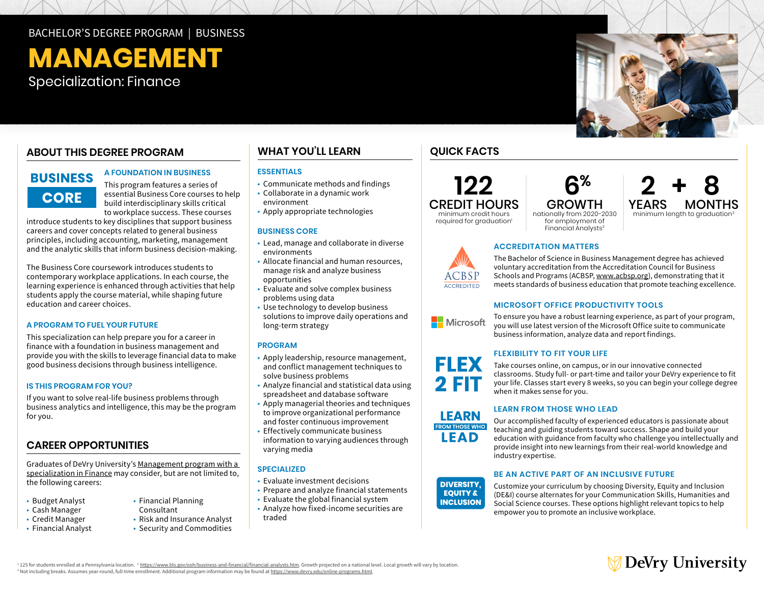BACHELOR'S DEGREE PROGRAM | BUSINESS

# MANAGEMENT

Specialization: Finance

## ABOUT THIS DEGREE PROGRAM

**BUSINESS CORE**

### A FOUNDATION IN BUSINESS

This program features a series of essential Business Core courses to help build interdisciplinary skills critical to workplace success. These courses introduce students to key disciplines that support business careers and cover concepts related to general business principles, including accounting, marketing, management and the analytic skills that inform business decision-making.

The Business Core coursework introduces students to contemporary workplace applications. In each course, the learning experience is enhanced through activities that help students apply the course material, while shaping future education and career choices.

### A PROGRAM TO FUEL YOUR FUTURE

This specialization can help prepare you for a career in finance with a foundation in business management and provide you with the skills to leverage financial data to make good business decisions through business intelligence.

### IS THIS PROGRAM FOR YOU?

If you want to solve real-life business problems through business analytics and intelligence, this may be the program for you.

## CAREER OPPORTUNITIES

Graduates of DeVry University's Management program with a specialization in Finance may consider, but are not limited to, the following careers:

- Budget Analyst
- Cash Manager
- Credit Manager
- Financial Analyst
- Financial Planning Consultant
- Risk and Insurance Analyst
- Security and Commodities

## WHAT YOU'LL LEARN

### ESSENTIALS

- Communicate methods and findings
- Collaborate in a dynamic work environment
- Apply appropriate technologies

### BUSINESS CORE

- Lead, manage and collaborate in diverse environments
- Allocate financial and human resources, manage risk and analyze business opportunities
- Evaluate and solve complex business problems using data
- Use technology to develop business solutions to improve daily operations and long-term strategy

### PROGRAM

- Apply leadership, resource management, and conflict management techniques to solve business problems
- Analyze financial and statistical data using spreadsheet and database software
- Apply managerial theories and techniques to improve organizational performance and foster continuous improvement
- Effectively communicate business information to varying audiences through varying media

### SPECIALIZED

- Evaluate investment decisions
- Prepare and analyze financial statements
- Evaluate the global financial system
- Analyze how fixed-income securities are traded

## QUICK FACTS

**122 CREDIT HOURS**
minimum credit hours required for graduation[1]

**6% GROWTH**
nationally from 2020–2030 for employment of Financial Analysts[2]

**2 YEARS + 8 MONTHS**
minimum length to graduation[3]

### ACCREDITATION MATTERS

ACBSP ACCREDITED

The Bachelor of Science in Business Management degree has achieved voluntary accreditation from the Accreditation Council for Business Schools and Programs (ACBSP, www.acbsp.org), demonstrating that it meets standards of business education that promote teaching excellence.

### MICROSOFT OFFICE PRODUCTIVITY TOOLS

Microsoft

To ensure you have a robust learning experience, as part of your program, you will use latest version of the Microsoft Office suite to communicate business information, analyze data and report findings.

### FLEXIBILITY TO FIT YOUR LIFE

**FLEX 2 FIT**

Take courses online, on campus, or in our innovative connected classrooms. Study full- or part-time and tailor your DeVry experience to fit your life. Classes start every 8 weeks, so you can begin your college degree when it makes sense for you.

### LEARN FROM THOSE WHO LEAD

**LEARN FROM THOSE WHO LEAD**

Our accomplished faculty of experienced educators is passionate about teaching and guiding students toward success. Shape and build your education with guidance from faculty who challenge you intellectually and provide insight into new learnings from their real-world knowledge and industry expertise.

### BE AN ACTIVE PART OF AN INCLUSIVE FUTURE

**DIVERSITY, EQUITY & INCLUSION**

Customize your curriculum by choosing Diversity, Equity and Inclusion (DE&I) course alternates for your Communication Skills, Humanities and Social Science courses. These options highlight relevant topics to help empower you to promote an inclusive workplace.

[1] 125 for students enrolled at a Pennsylvania location. [2] https://www.bls.gov/ooh/business-and-financial/financial-analysts.htm. Growth projected on a national level. Local growth will vary by location.
[3] Not including breaks. Assumes year-round, full-time enrollment. Additional program information may be found at https://www.devry.edu/online-programs.html.

DeVry University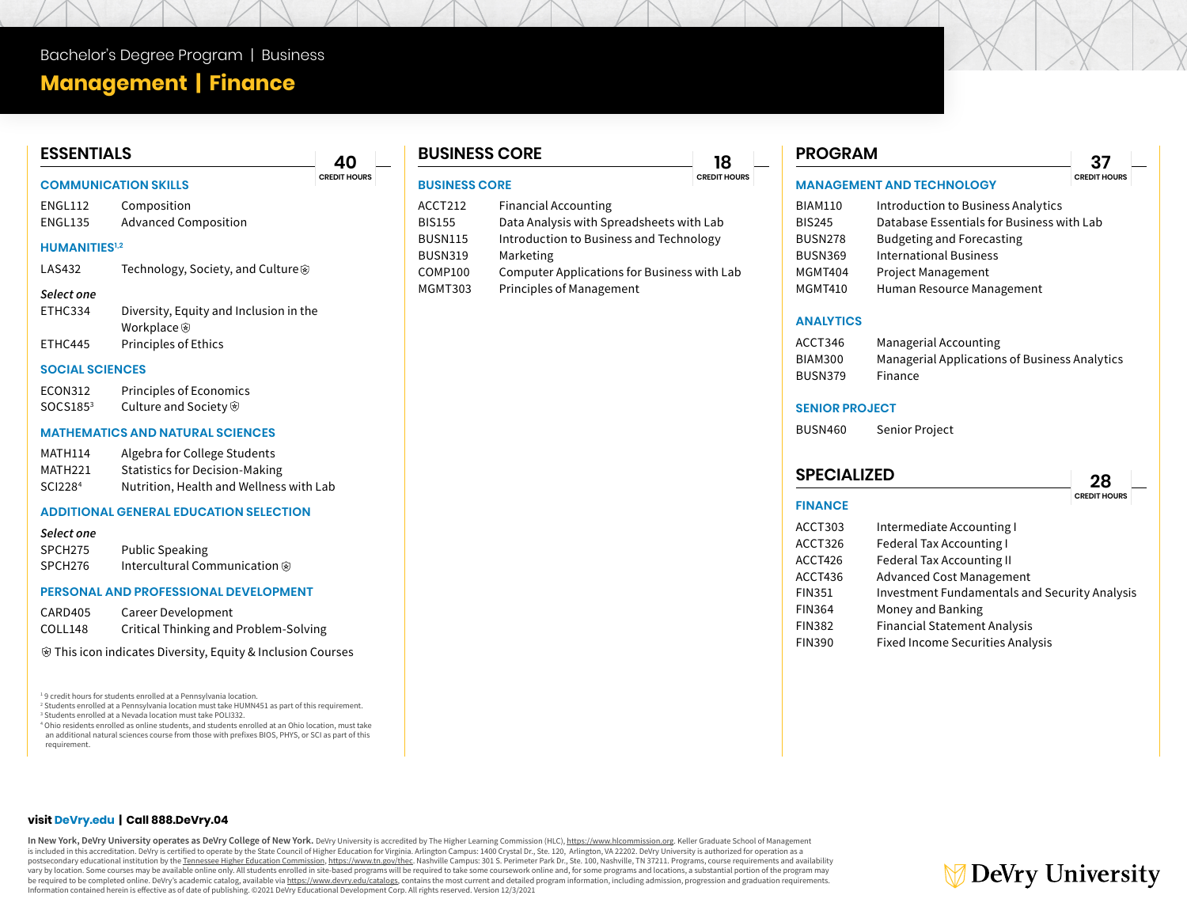Bachelor's Degree Program | Business

# Management | Finance

## ESSENTIALS

**40** CREDIT HOURS

### COMMUNICATION SKILLS

ENGL112 Composition
ENGL135 Advanced Composition

### HUMANITIES[1,2]

LAS432 Technology, Society, and Culture ⛉

*Select one*

ETHC334 Diversity, Equity and Inclusion in the Workplace ⛉
ETHC445 Principles of Ethics

### SOCIAL SCIENCES

ECON312 Principles of Economics
SOCS185[3] Culture and Society ⛉

### MATHEMATICS AND NATURAL SCIENCES

MATH114 Algebra for College Students
MATH221 Statistics for Decision-Making
SCI228[4] Nutrition, Health and Wellness with Lab

### ADDITIONAL GENERAL EDUCATION SELECTION

*Select one*

SPCH275 Public Speaking
SPCH276 Intercultural Communication ⛉

### PERSONAL AND PROFESSIONAL DEVELOPMENT

CARD405 Career Development
COLL148 Critical Thinking and Problem-Solving

⛉ This icon indicates Diversity, Equity & Inclusion Courses

[1] 9 credit hours for students enrolled at a Pennsylvania location.
[2] Students enrolled at a Pennsylvania location must take HUMN451 as part of this requirement.
[3] Students enrolled at a Nevada location must take POLI332.
[4] Ohio residents enrolled as online students, and students enrolled at an Ohio location, must take an additional natural sciences course from those with prefixes BIOS, PHYS, or SCI as part of this requirement.

## BUSINESS CORE

**18** CREDIT HOURS

### BUSINESS CORE

ACCT212 Financial Accounting
BIS155 Data Analysis with Spreadsheets with Lab
BUSN115 Introduction to Business and Technology
BUSN319 Marketing
COMP100 Computer Applications for Business with Lab
MGMT303 Principles of Management

## PROGRAM

**37** CREDIT HOURS

### MANAGEMENT AND TECHNOLOGY

BIAM110 Introduction to Business Analytics
BIS245 Database Essentials for Business with Lab
BUSN278 Budgeting and Forecasting
BUSN369 International Business
MGMT404 Project Management
MGMT410 Human Resource Management

### ANALYTICS

ACCT346 Managerial Accounting
BIAM300 Managerial Applications of Business Analytics
BUSN379 Finance

### SENIOR PROJECT

BUSN460 Senior Project

## SPECIALIZED

**28** CREDIT HOURS

### FINANCE

ACCT303 Intermediate Accounting I
ACCT326 Federal Tax Accounting I
ACCT426 Federal Tax Accounting II
ACCT436 Advanced Cost Management
FIN351 Investment Fundamentals and Security Analysis
FIN364 Money and Banking
FIN382 Financial Statement Analysis
FIN390 Fixed Income Securities Analysis

**visit DeVry.edu | Call 888.DeVry.04**

**In New York, DeVry University operates as DeVry College of New York.** DeVry University is accredited by The Higher Learning Commission (HLC), https://www.hlcommission.org. Keller Graduate School of Management is included in this accreditation. DeVry is certified to operate by the State Council of Higher Education for Virginia. Arlington Campus: 1400 Crystal Dr., Ste. 120, Arlington, VA 22202. DeVry University is authorized for operation as a postsecondary educational institution by the Tennessee Higher Education Commission, https://www.tn.gov/thec. Nashville Campus: 301 S. Perimeter Park Dr., Ste. 100, Nashville, TN 37211. Programs, course requirements and availability vary by location. Some courses may be available online only. All students enrolled in site-based programs will be required to take some coursework online and, for some programs and locations, a substantial portion of the program may be required to be completed online. DeVry's academic catalog, available via https://www.devry.edu/catalogs, contains the most current and detailed program information, including admission, progression and graduation requirements. Information contained herein is effective as of date of publishing. ©2021 DeVry Educational Development Corp. All rights reserved. Version 12/3/2021

DeVry University